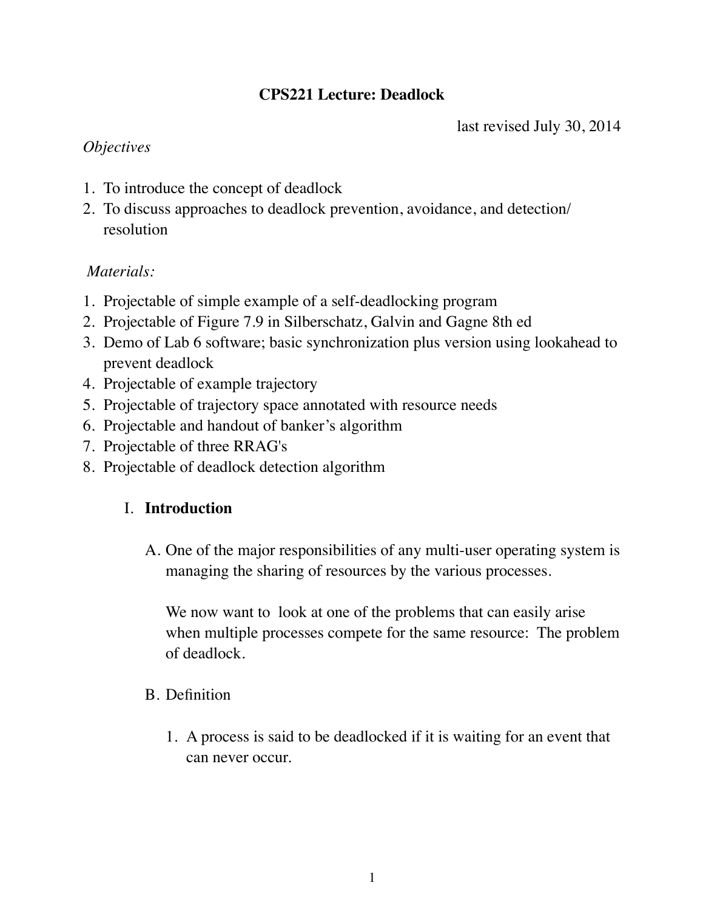# CPS221 Lecture: Deadlock

last revised July 30, 2014

*Objectives*

1. To introduce the concept of deadlock
2. To discuss approaches to deadlock prevention, avoidance, and detection/ resolution

*Materials:*

1. Projectable of simple example of a self-deadlocking program
2. Projectable of Figure 7.9 in Silberschatz, Galvin and Gagne 8th ed
3. Demo of Lab 6 software; basic synchronization plus version using lookahead to prevent deadlock
4. Projectable of example trajectory
5. Projectable of trajectory space annotated with resource needs
6. Projectable and handout of banker's algorithm
7. Projectable of three RRAG's
8. Projectable of deadlock detection algorithm

## I. Introduction

A. One of the major responsibilities of any multi-user operating system is managing the sharing of resources by the various processes.

We now want to look at one of the problems that can easily arise when multiple processes compete for the same resource: The problem of deadlock.

B. Definition

1. A process is said to be deadlocked if it is waiting for an event that can never occur.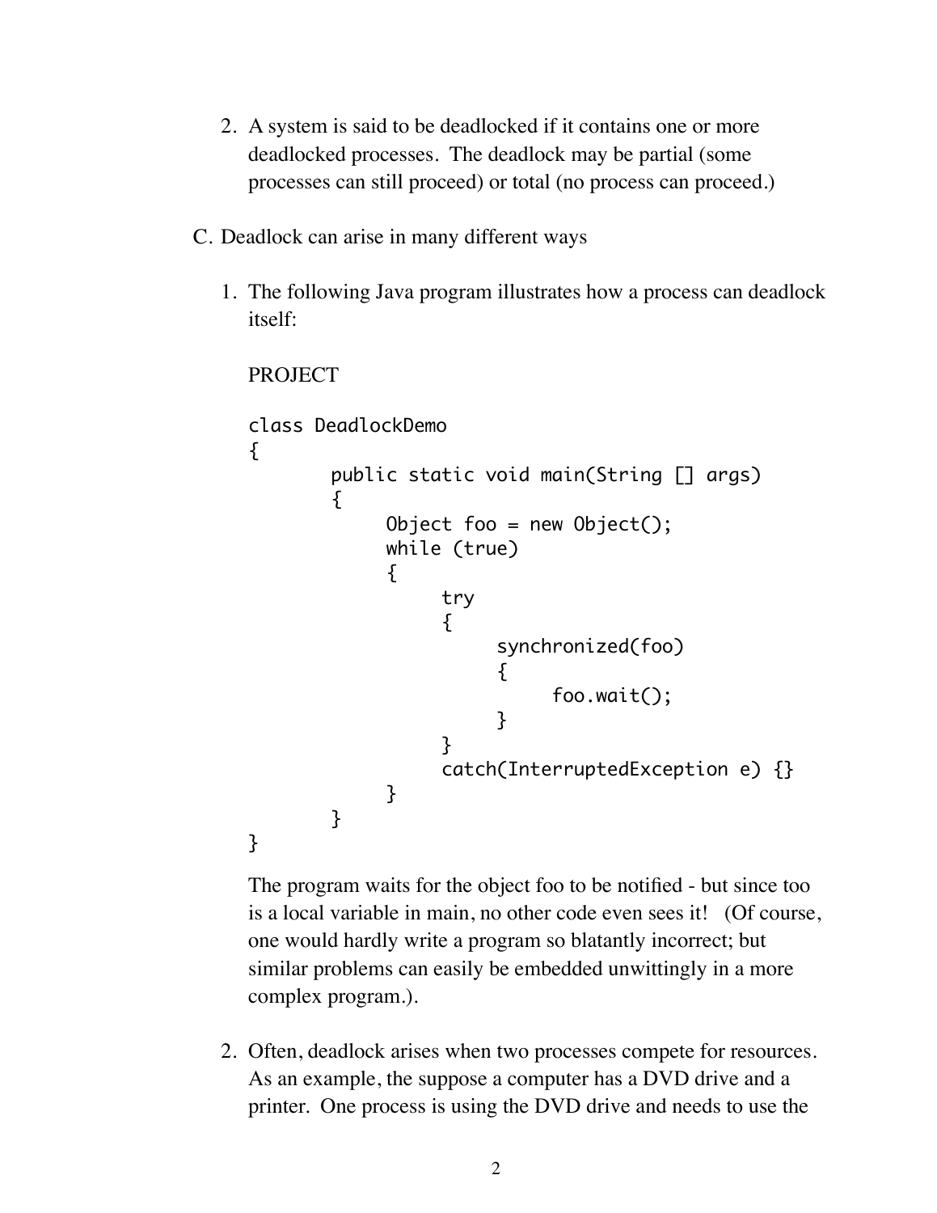2. A system is said to be deadlocked if it contains one or more deadlocked processes. The deadlock may be partial (some processes can still proceed) or total (no process can proceed.)

C. Deadlock can arise in many different ways

1. The following Java program illustrates how a process can deadlock itself:

   PROJECT

```
class DeadlockDemo
{
        public static void main(String [] args)
        {
              Object foo = new Object();
              while (true)
              {
                    try
                    {
                          synchronized(foo)
                          {
                                foo.wait();
                          }
                    }
                    catch(InterruptedException e) {}
              }
        }
}
```

   The program waits for the object foo to be notified - but since too is a local variable in main, no other code even sees it! (Of course, one would hardly write a program so blatantly incorrect; but similar problems can easily be embedded unwittingly in a more complex program.).

2. Often, deadlock arises when two processes compete for resources. As an example, the suppose a computer has a DVD drive and a printer. One process is using the DVD drive and needs to use the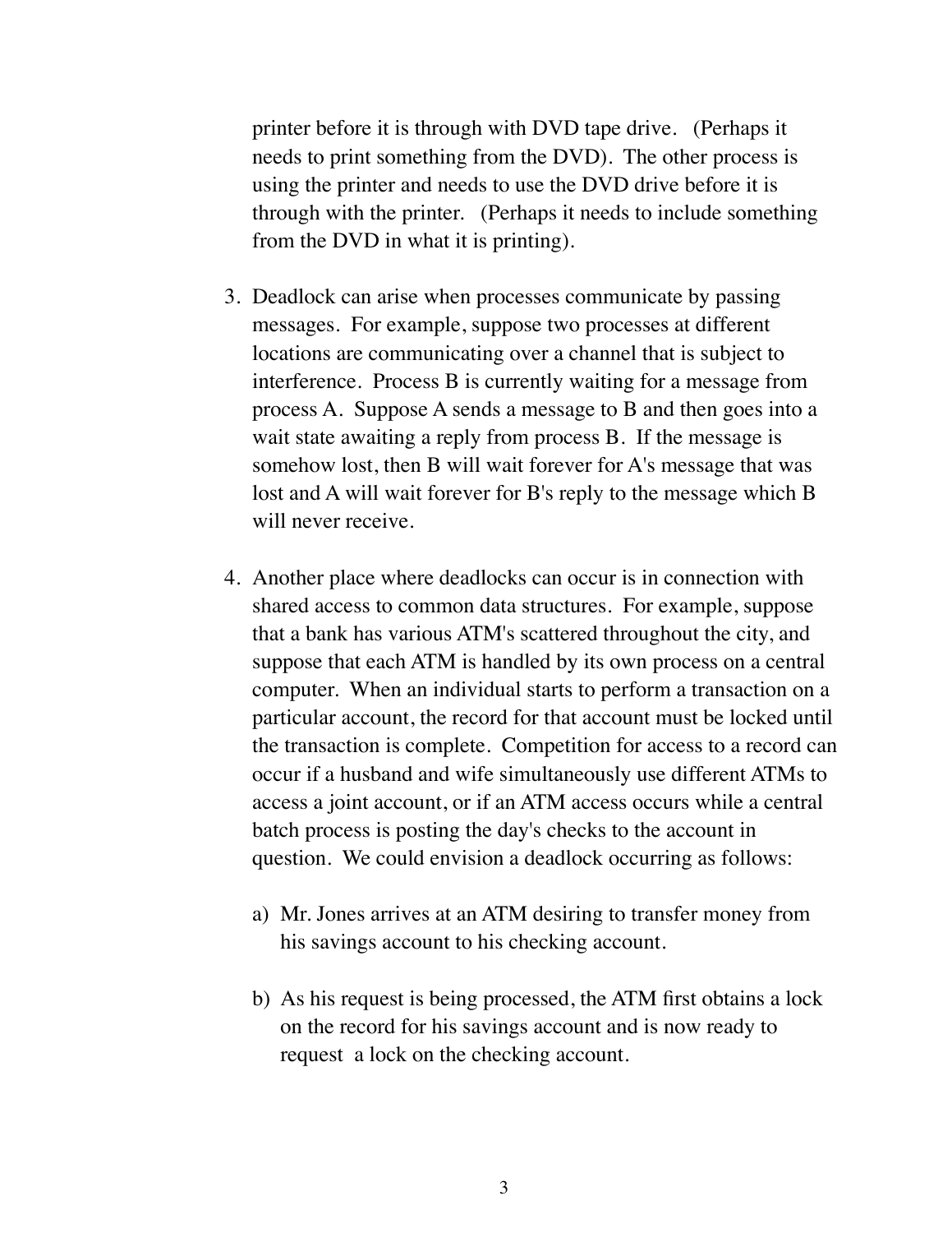printer before it is through with DVD tape drive. (Perhaps it needs to print something from the DVD). The other process is using the printer and needs to use the DVD drive before it is through with the printer. (Perhaps it needs to include something from the DVD in what it is printing).

3. Deadlock can arise when processes communicate by passing messages. For example, suppose two processes at different locations are communicating over a channel that is subject to interference. Process B is currently waiting for a message from process A. Suppose A sends a message to B and then goes into a wait state awaiting a reply from process B. If the message is somehow lost, then B will wait forever for A's message that was lost and A will wait forever for B's reply to the message which B will never receive.

4. Another place where deadlocks can occur is in connection with shared access to common data structures. For example, suppose that a bank has various ATM's scattered throughout the city, and suppose that each ATM is handled by its own process on a central computer. When an individual starts to perform a transaction on a particular account, the record for that account must be locked until the transaction is complete. Competition for access to a record can occur if a husband and wife simultaneously use different ATMs to access a joint account, or if an ATM access occurs while a central batch process is posting the day's checks to the account in question. We could envision a deadlock occurring as follows:

   a) Mr. Jones arrives at an ATM desiring to transfer money from his savings account to his checking account.

   b) As his request is being processed, the ATM first obtains a lock on the record for his savings account and is now ready to request a lock on the checking account.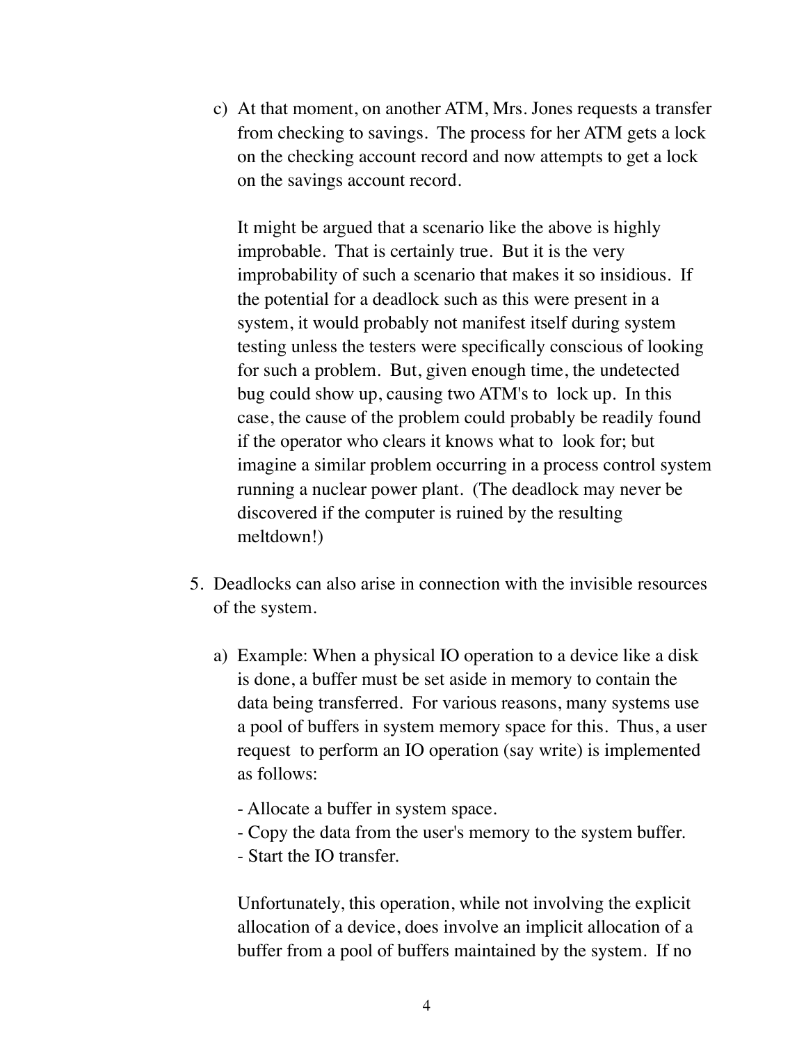c) At that moment, on another ATM, Mrs. Jones requests a transfer from checking to savings. The process for her ATM gets a lock on the checking account record and now attempts to get a lock on the savings account record.

   It might be argued that a scenario like the above is highly improbable. That is certainly true. But it is the very improbability of such a scenario that makes it so insidious. If the potential for a deadlock such as this were present in a system, it would probably not manifest itself during system testing unless the testers were specifically conscious of looking for such a problem. But, given enough time, the undetected bug could show up, causing two ATM's to lock up. In this case, the cause of the problem could probably be readily found if the operator who clears it knows what to look for; but imagine a similar problem occurring in a process control system running a nuclear power plant. (The deadlock may never be discovered if the computer is ruined by the resulting meltdown!)

5. Deadlocks can also arise in connection with the invisible resources of the system.

   a) Example: When a physical IO operation to a device like a disk is done, a buffer must be set aside in memory to contain the data being transferred. For various reasons, many systems use a pool of buffers in system memory space for this. Thus, a user request to perform an IO operation (say write) is implemented as follows:

      - Allocate a buffer in system space.
      - Copy the data from the user's memory to the system buffer.
      - Start the IO transfer.

      Unfortunately, this operation, while not involving the explicit allocation of a device, does involve an implicit allocation of a buffer from a pool of buffers maintained by the system. If no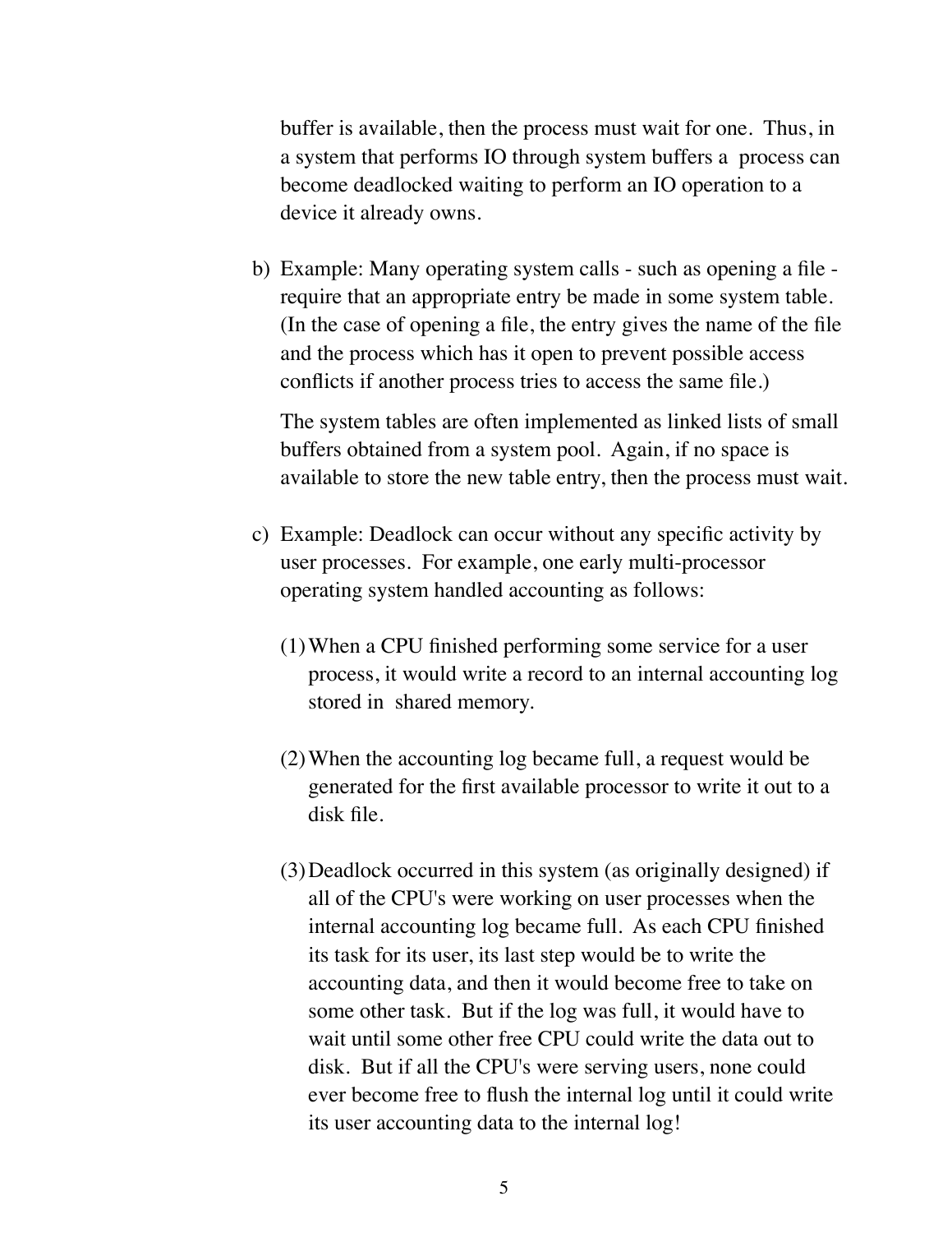buffer is available, then the process must wait for one. Thus, in a system that performs IO through system buffers a process can become deadlocked waiting to perform an IO operation to a device it already owns.

b) Example: Many operating system calls - such as opening a file - require that an appropriate entry be made in some system table. (In the case of opening a file, the entry gives the name of the file and the process which has it open to prevent possible access conflicts if another process tries to access the same file.)

   The system tables are often implemented as linked lists of small buffers obtained from a system pool. Again, if no space is available to store the new table entry, then the process must wait.

c) Example: Deadlock can occur without any specific activity by user processes. For example, one early multi-processor operating system handled accounting as follows:

   (1) When a CPU finished performing some service for a user process, it would write a record to an internal accounting log stored in shared memory.

   (2) When the accounting log became full, a request would be generated for the first available processor to write it out to a disk file.

   (3) Deadlock occurred in this system (as originally designed) if all of the CPU's were working on user processes when the internal accounting log became full. As each CPU finished its task for its user, its last step would be to write the accounting data, and then it would become free to take on some other task. But if the log was full, it would have to wait until some other free CPU could write the data out to disk. But if all the CPU's were serving users, none could ever become free to flush the internal log until it could write its user accounting data to the internal log!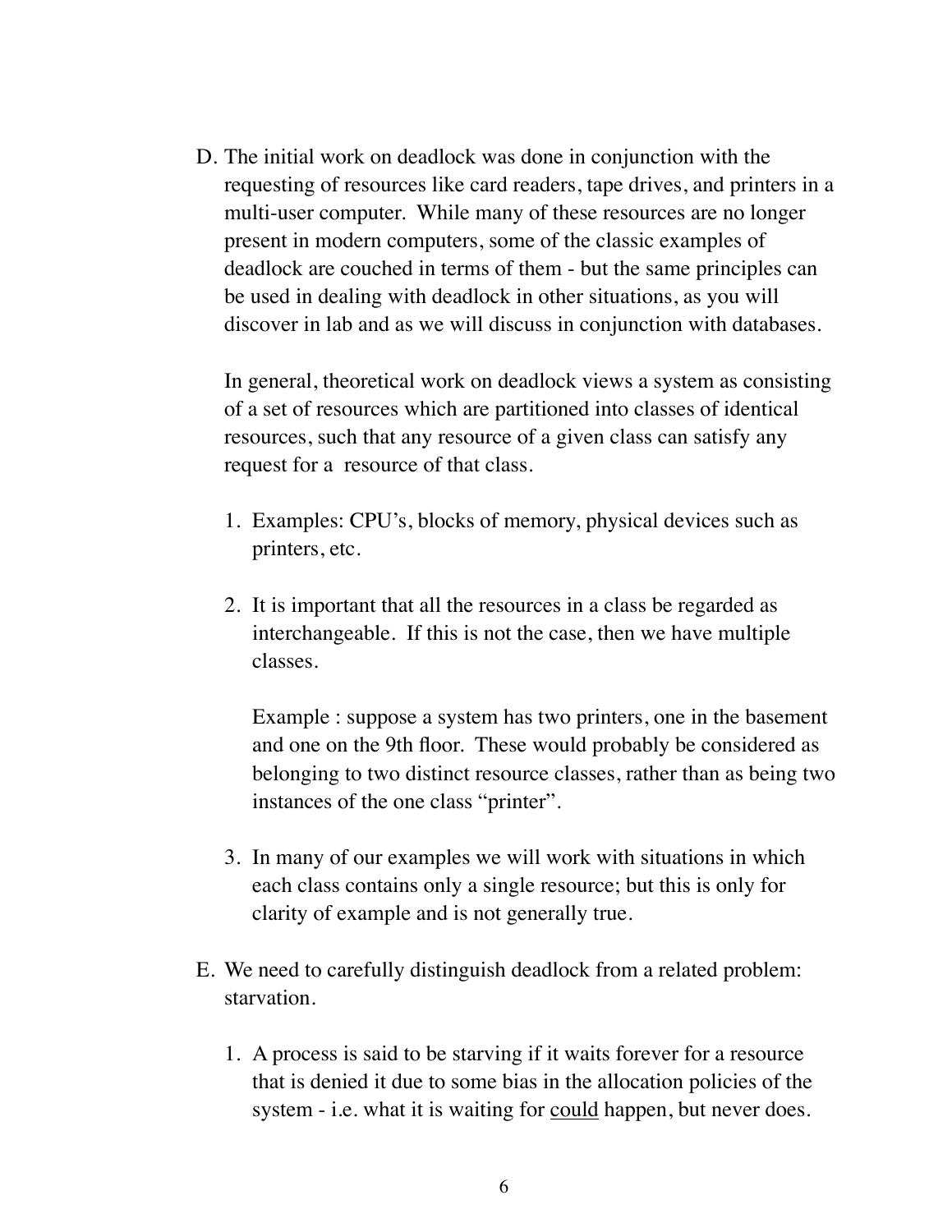D. The initial work on deadlock was done in conjunction with the requesting of resources like card readers, tape drives, and printers in a multi-user computer. While many of these resources are no longer present in modern computers, some of the classic examples of deadlock are couched in terms of them - but the same principles can be used in dealing with deadlock in other situations, as you will discover in lab and as we will discuss in conjunction with databases.

   In general, theoretical work on deadlock views a system as consisting of a set of resources which are partitioned into classes of identical resources, such that any resource of a given class can satisfy any request for a resource of that class.

   1. Examples: CPU's, blocks of memory, physical devices such as printers, etc.

   2. It is important that all the resources in a class be regarded as interchangeable. If this is not the case, then we have multiple classes.

      Example : suppose a system has two printers, one in the basement and one on the 9th floor. These would probably be considered as belonging to two distinct resource classes, rather than as being two instances of the one class "printer".

   3. In many of our examples we will work with situations in which each class contains only a single resource; but this is only for clarity of example and is not generally true.

E. We need to carefully distinguish deadlock from a related problem: starvation.

   1. A process is said to be starving if it waits forever for a resource that is denied it due to some bias in the allocation policies of the system - i.e. what it is waiting for <u>could</u> happen, but never does.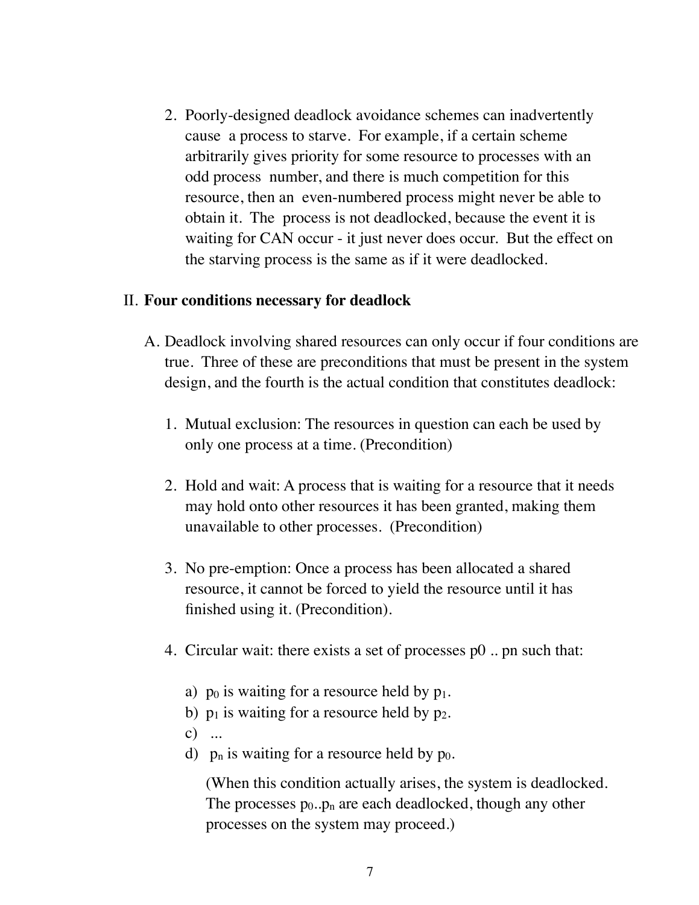2. Poorly-designed deadlock avoidance schemes can inadvertently cause a process to starve. For example, if a certain scheme arbitrarily gives priority for some resource to processes with an odd process number, and there is much competition for this resource, then an even-numbered process might never be able to obtain it. The process is not deadlocked, because the event it is waiting for CAN occur - it just never does occur. But the effect on the starving process is the same as if it were deadlocked.

## II. **Four conditions necessary for deadlock**

A. Deadlock involving shared resources can only occur if four conditions are true. Three of these are preconditions that must be present in the system design, and the fourth is the actual condition that constitutes deadlock:

1. Mutual exclusion: The resources in question can each be used by only one process at a time. (Precondition)

2. Hold and wait: A process that is waiting for a resource that it needs may hold onto other resources it has been granted, making them unavailable to other processes. (Precondition)

3. No pre-emption: Once a process has been allocated a shared resource, it cannot be forced to yield the resource until it has finished using it. (Precondition).

4. Circular wait: there exists a set of processes p0 .. pn such that:

   a) $p_0$ is waiting for a resource held by $p_1$.
   b) $p_1$ is waiting for a resource held by $p_2$.
   c) ...
   d) $p_n$ is waiting for a resource held by $p_0$.

   (When this condition actually arises, the system is deadlocked. The processes $p_0$..$p_n$ are each deadlocked, though any other processes on the system may proceed.)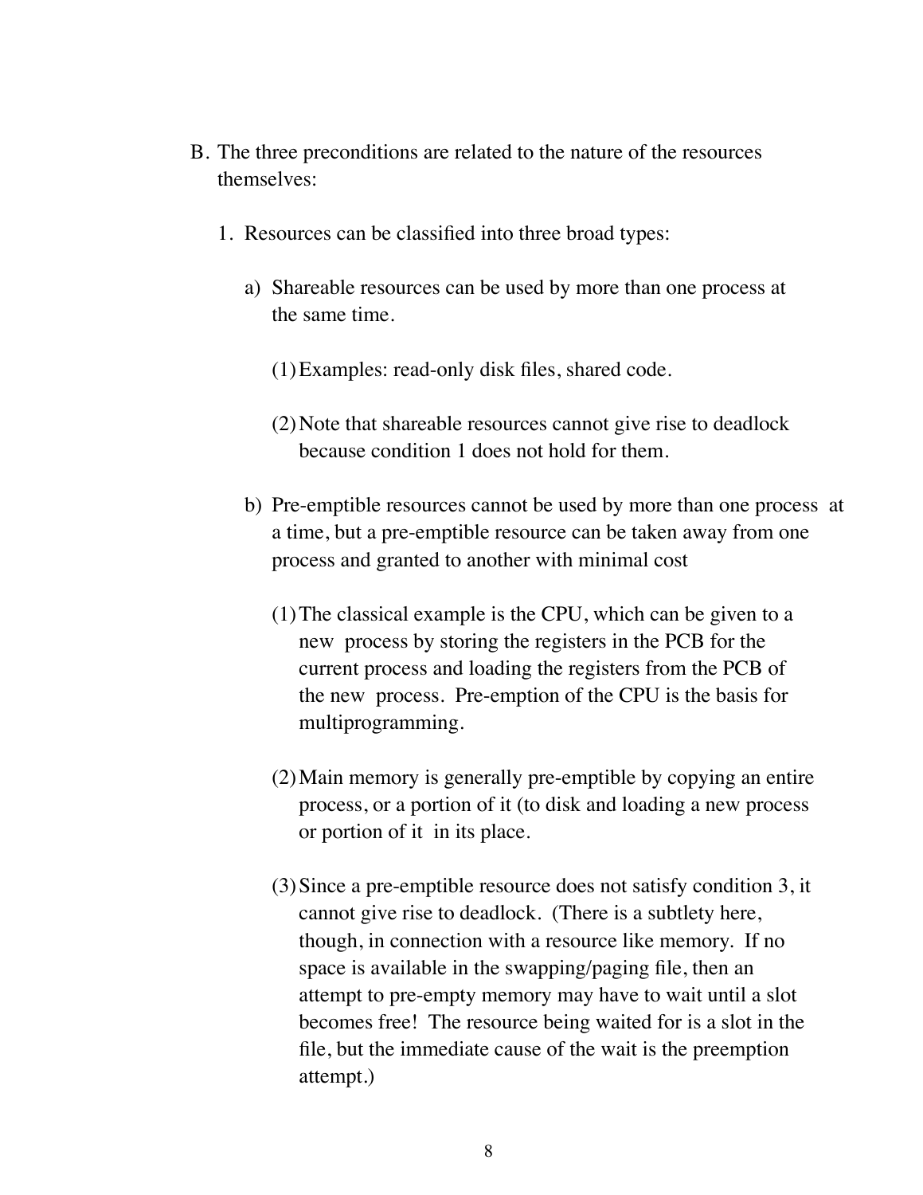B. The three preconditions are related to the nature of the resources themselves:

1. Resources can be classified into three broad types:

   a) Shareable resources can be used by more than one process at the same time.

      (1) Examples: read-only disk files, shared code.

      (2) Note that shareable resources cannot give rise to deadlock because condition 1 does not hold for them.

   b) Pre-emptible resources cannot be used by more than one process at a time, but a pre-emptible resource can be taken away from one process and granted to another with minimal cost

      (1) The classical example is the CPU, which can be given to a new process by storing the registers in the PCB for the current process and loading the registers from the PCB of the new process. Pre-emption of the CPU is the basis for multiprogramming.

      (2) Main memory is generally pre-emptible by copying an entire process, or a portion of it (to disk and loading a new process or portion of it in its place.

      (3) Since a pre-emptible resource does not satisfy condition 3, it cannot give rise to deadlock. (There is a subtlety here, though, in connection with a resource like memory. If no space is available in the swapping/paging file, then an attempt to pre-empty memory may have to wait until a slot becomes free! The resource being waited for is a slot in the file, but the immediate cause of the wait is the preemption attempt.)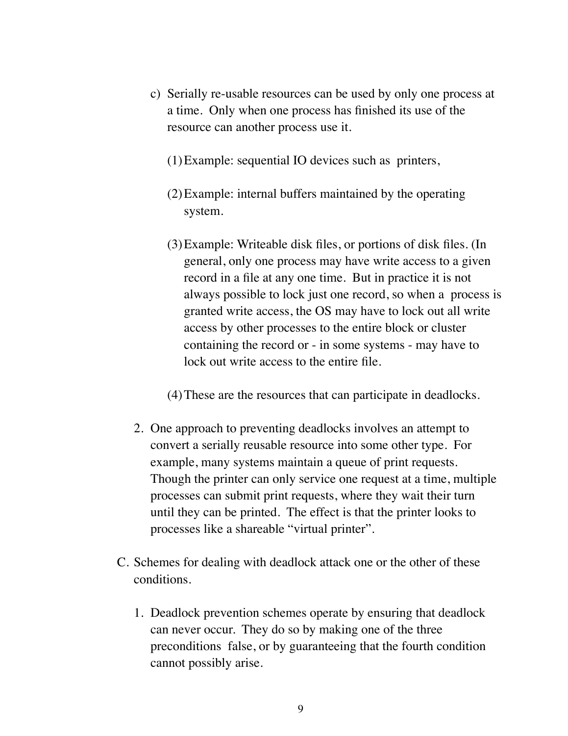c) Serially re-usable resources can be used by only one process at a time. Only when one process has finished its use of the resource can another process use it.

   (1) Example: sequential IO devices such as printers,

   (2) Example: internal buffers maintained by the operating system.

   (3) Example: Writeable disk files, or portions of disk files. (In general, only one process may have write access to a given record in a file at any one time. But in practice it is not always possible to lock just one record, so when a process is granted write access, the OS may have to lock out all write access by other processes to the entire block or cluster containing the record or - in some systems - may have to lock out write access to the entire file.

   (4) These are the resources that can participate in deadlocks.

2. One approach to preventing deadlocks involves an attempt to convert a serially reusable resource into some other type. For example, many systems maintain a queue of print requests. Though the printer can only service one request at a time, multiple processes can submit print requests, where they wait their turn until they can be printed. The effect is that the printer looks to processes like a shareable "virtual printer".

C. Schemes for dealing with deadlock attack one or the other of these conditions.

   1. Deadlock prevention schemes operate by ensuring that deadlock can never occur. They do so by making one of the three preconditions false, or by guaranteeing that the fourth condition cannot possibly arise.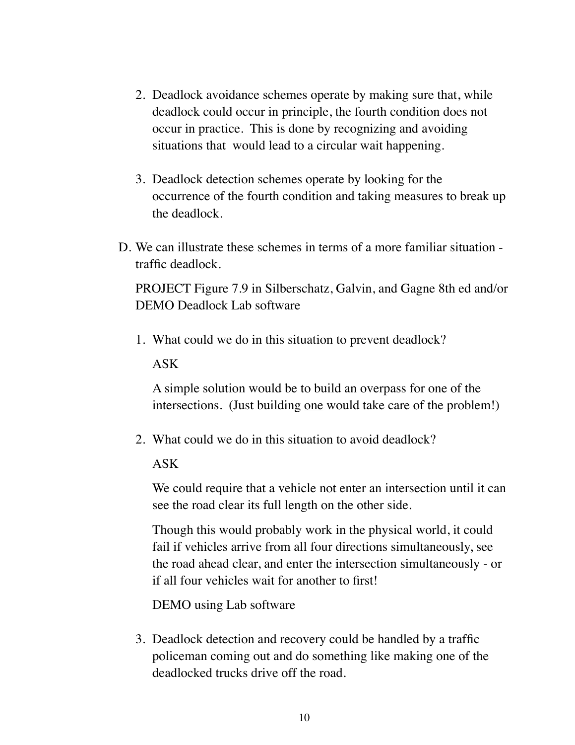2. Deadlock avoidance schemes operate by making sure that, while deadlock could occur in principle, the fourth condition does not occur in practice. This is done by recognizing and avoiding situations that would lead to a circular wait happening.

3. Deadlock detection schemes operate by looking for the occurrence of the fourth condition and taking measures to break up the deadlock.

D. We can illustrate these schemes in terms of a more familiar situation - traffic deadlock.

   PROJECT Figure 7.9 in Silberschatz, Galvin, and Gagne 8th ed and/or DEMO Deadlock Lab software

   1. What could we do in this situation to prevent deadlock?

      ASK

      A simple solution would be to build an overpass for one of the intersections. (Just building <u>one</u> would take care of the problem!)

   2. What could we do in this situation to avoid deadlock?

      ASK

      We could require that a vehicle not enter an intersection until it can see the road clear its full length on the other side.

      Though this would probably work in the physical world, it could fail if vehicles arrive from all four directions simultaneously, see the road ahead clear, and enter the intersection simultaneously - or if all four vehicles wait for another to first!

      DEMO using Lab software

   3. Deadlock detection and recovery could be handled by a traffic policeman coming out and do something like making one of the deadlocked trucks drive off the road.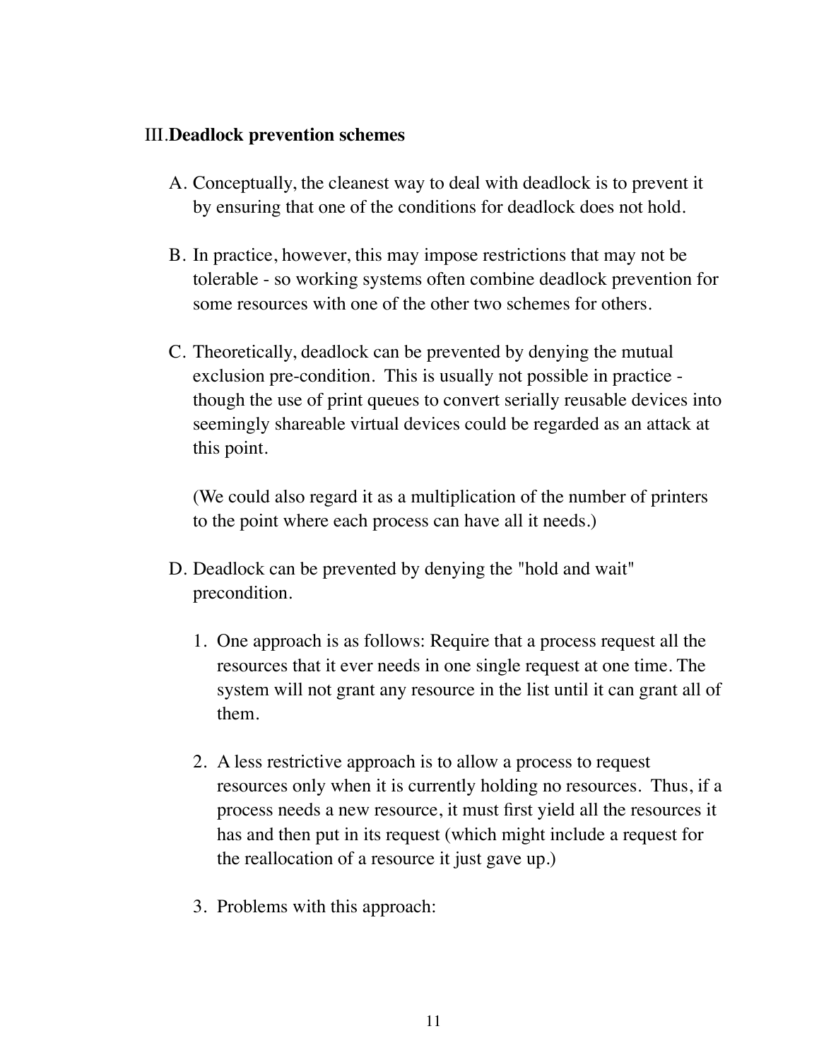## III. **Deadlock prevention schemes**

A. Conceptually, the cleanest way to deal with deadlock is to prevent it by ensuring that one of the conditions for deadlock does not hold.

B. In practice, however, this may impose restrictions that may not be tolerable - so working systems often combine deadlock prevention for some resources with one of the other two schemes for others.

C. Theoretically, deadlock can be prevented by denying the mutual exclusion pre-condition. This is usually not possible in practice - though the use of print queues to convert serially reusable devices into seemingly shareable virtual devices could be regarded as an attack at this point.

   (We could also regard it as a multiplication of the number of printers to the point where each process can have all it needs.)

D. Deadlock can be prevented by denying the "hold and wait" precondition.

   1. One approach is as follows: Require that a process request all the resources that it ever needs in one single request at one time. The system will not grant any resource in the list until it can grant all of them.

   2. A less restrictive approach is to allow a process to request resources only when it is currently holding no resources. Thus, if a process needs a new resource, it must first yield all the resources it has and then put in its request (which might include a request for the reallocation of a resource it just gave up.)

   3. Problems with this approach: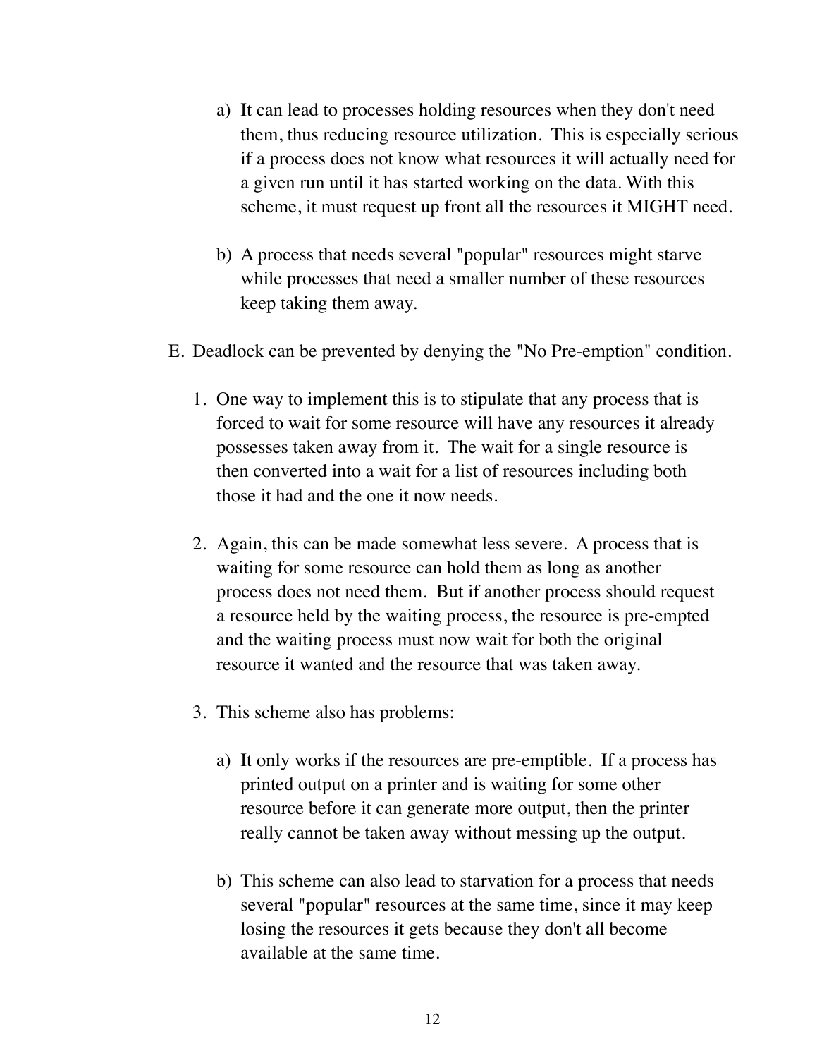a) It can lead to processes holding resources when they don't need them, thus reducing resource utilization. This is especially serious if a process does not know what resources it will actually need for a given run until it has started working on the data. With this scheme, it must request up front all the resources it MIGHT need.

b) A process that needs several "popular" resources might starve while processes that need a smaller number of these resources keep taking them away.

E. Deadlock can be prevented by denying the "No Pre-emption" condition.

1. One way to implement this is to stipulate that any process that is forced to wait for some resource will have any resources it already possesses taken away from it. The wait for a single resource is then converted into a wait for a list of resources including both those it had and the one it now needs.

2. Again, this can be made somewhat less severe. A process that is waiting for some resource can hold them as long as another process does not need them. But if another process should request a resource held by the waiting process, the resource is pre-empted and the waiting process must now wait for both the original resource it wanted and the resource that was taken away.

3. This scheme also has problems:

a) It only works if the resources are pre-emptible. If a process has printed output on a printer and is waiting for some other resource before it can generate more output, then the printer really cannot be taken away without messing up the output.

b) This scheme can also lead to starvation for a process that needs several "popular" resources at the same time, since it may keep losing the resources it gets because they don't all become available at the same time.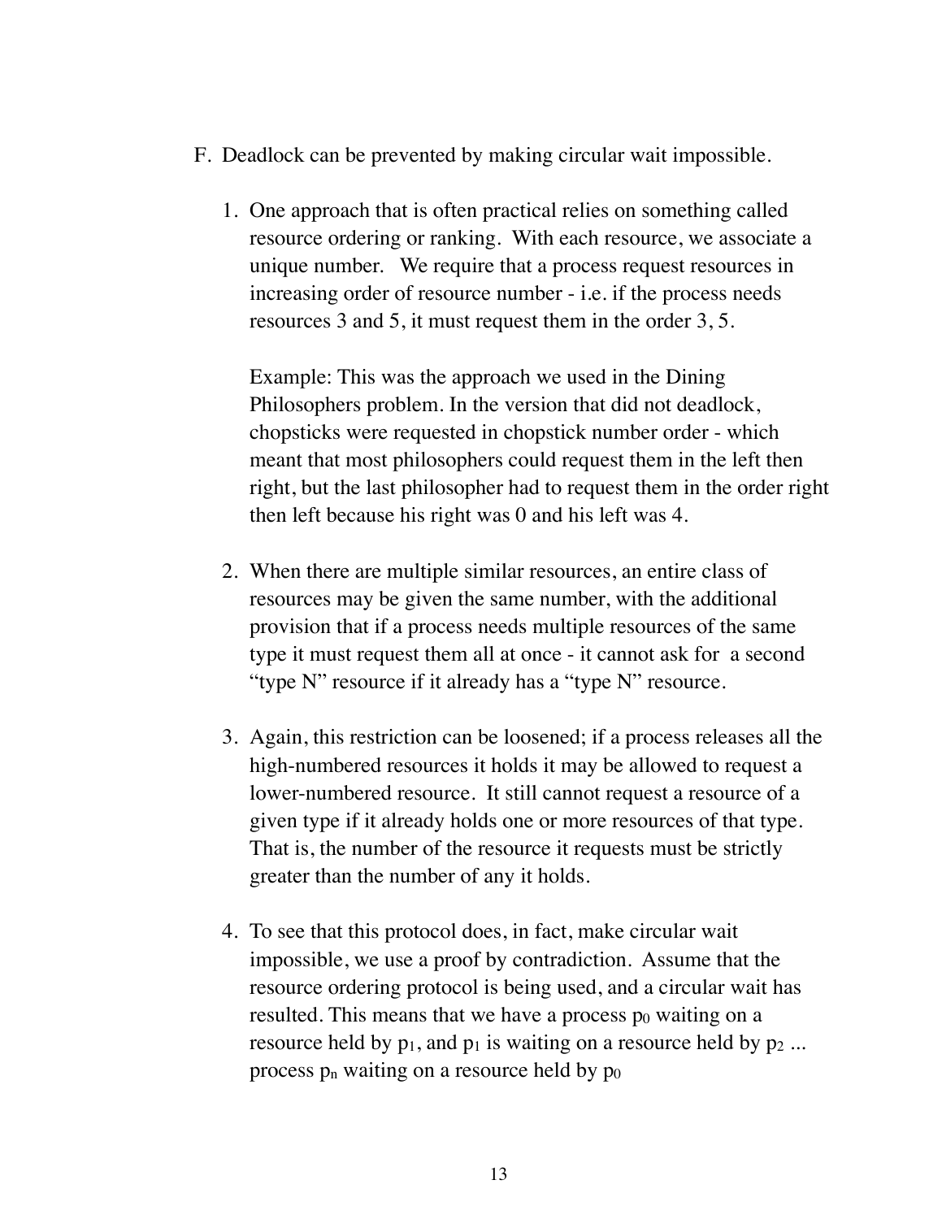F. Deadlock can be prevented by making circular wait impossible.

1. One approach that is often practical relies on something called resource ordering or ranking. With each resource, we associate a unique number. We require that a process request resources in increasing order of resource number - i.e. if the process needs resources 3 and 5, it must request them in the order 3, 5.

   Example: This was the approach we used in the Dining Philosophers problem. In the version that did not deadlock, chopsticks were requested in chopstick number order - which meant that most philosophers could request them in the left then right, but the last philosopher had to request them in the order right then left because his right was 0 and his left was 4.

2. When there are multiple similar resources, an entire class of resources may be given the same number, with the additional provision that if a process needs multiple resources of the same type it must request them all at once - it cannot ask for a second "type N" resource if it already has a "type N" resource.

3. Again, this restriction can be loosened; if a process releases all the high-numbered resources it holds it may be allowed to request a lower-numbered resource. It still cannot request a resource of a given type if it already holds one or more resources of that type. That is, the number of the resource it requests must be strictly greater than the number of any it holds.

4. To see that this protocol does, in fact, make circular wait impossible, we use a proof by contradiction. Assume that the resource ordering protocol is being used, and a circular wait has resulted. This means that we have a process $p_0$ waiting on a resource held by $p_1$, and $p_1$ is waiting on a resource held by $p_2$ ... process $p_n$ waiting on a resource held by $p_0$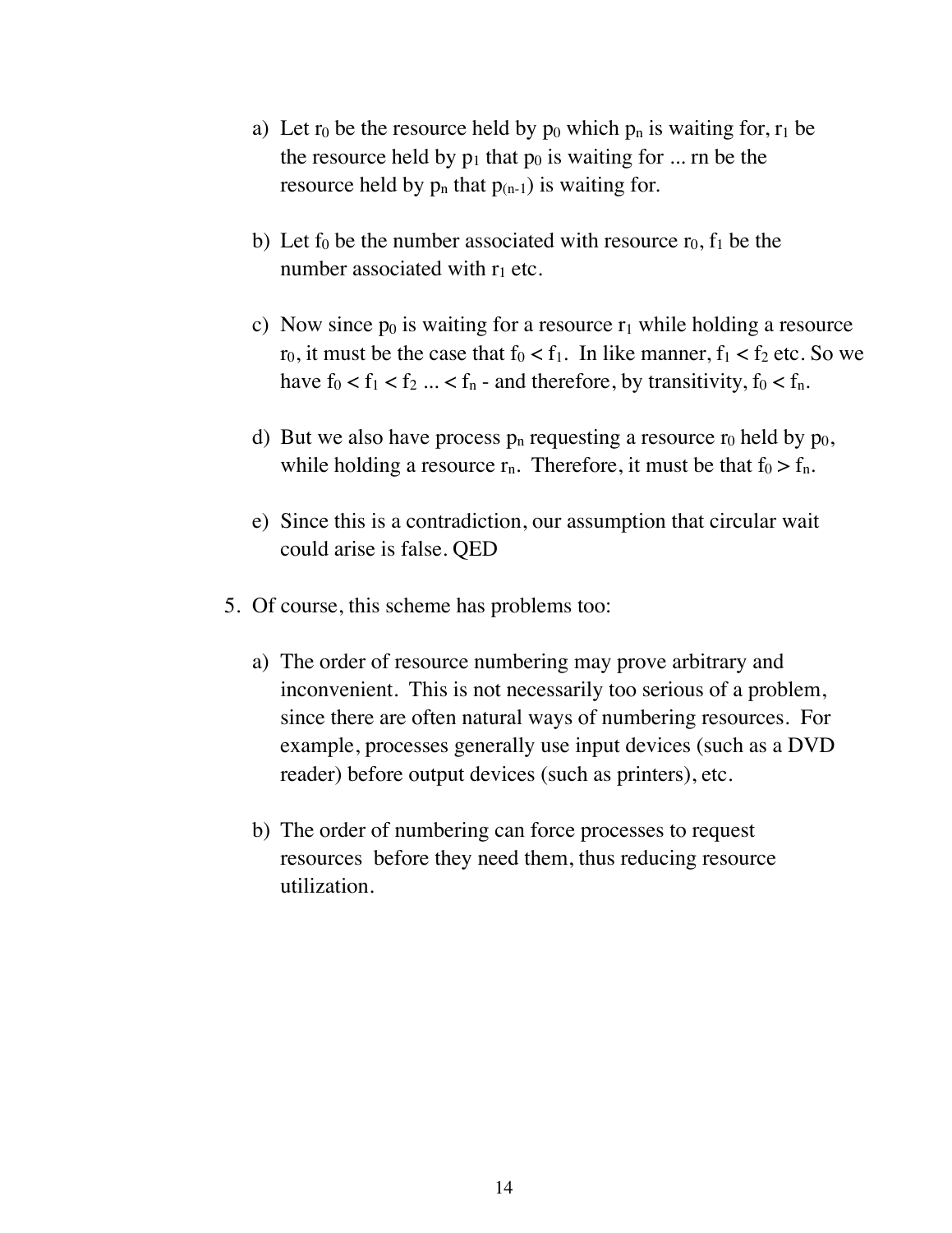a) Let $r_0$ be the resource held by $p_0$ which $p_n$ is waiting for, $r_1$ be the resource held by $p_1$ that $p_0$ is waiting for ... rn be the resource held by $p_n$ that $p_{(n-1)}$ is waiting for.

b) Let $f_0$ be the number associated with resource $r_0$, $f_1$ be the number associated with $r_1$ etc.

c) Now since $p_0$ is waiting for a resource $r_1$ while holding a resource $r_0$, it must be the case that $f_0 < f_1$. In like manner, $f_1 < f_2$ etc. So we have $f_0 < f_1 < f_2 \ldots < f_n$ - and therefore, by transitivity, $f_0 < f_n$.

d) But we also have process $p_n$ requesting a resource $r_0$ held by $p_0$, while holding a resource $r_n$. Therefore, it must be that $f_0 > f_n$.

e) Since this is a contradiction, our assumption that circular wait could arise is false. QED

5. Of course, this scheme has problems too:

   a) The order of resource numbering may prove arbitrary and inconvenient. This is not necessarily too serious of a problem, since there are often natural ways of numbering resources. For example, processes generally use input devices (such as a DVD reader) before output devices (such as printers), etc.

   b) The order of numbering can force processes to request resources before they need them, thus reducing resource utilization.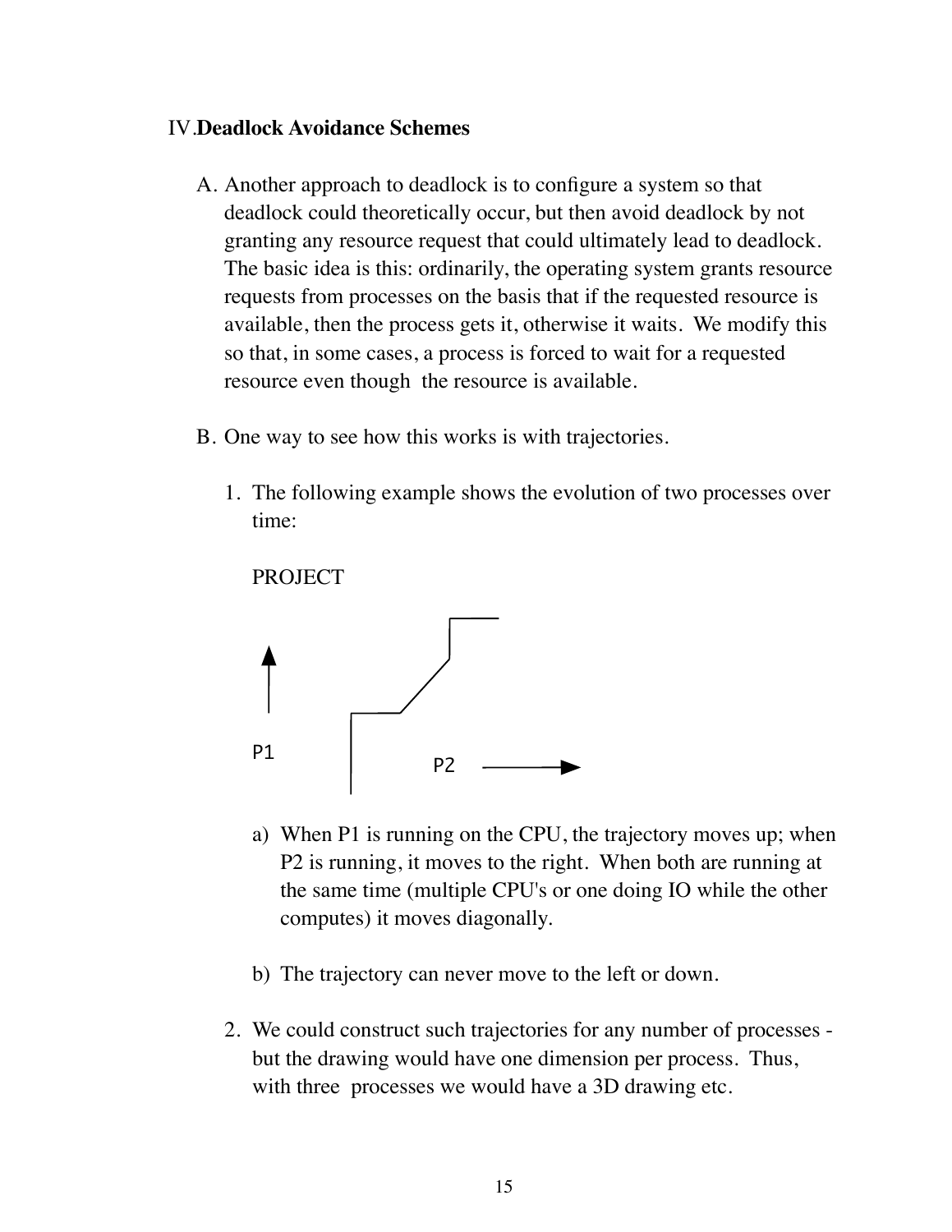IV. **Deadlock Avoidance Schemes**

A. Another approach to deadlock is to configure a system so that deadlock could theoretically occur, but then avoid deadlock by not granting any resource request that could ultimately lead to deadlock. The basic idea is this: ordinarily, the operating system grants resource requests from processes on the basis that if the requested resource is available, then the process gets it, otherwise it waits. We modify this so that, in some cases, a process is forced to wait for a requested resource even though the resource is available.

B. One way to see how this works is with trajectories.

1. The following example shows the evolution of two processes over time:

   PROJECT

   P1

   P2

   a) When P1 is running on the CPU, the trajectory moves up; when P2 is running, it moves to the right. When both are running at the same time (multiple CPU's or one doing IO while the other computes) it moves diagonally.

   b) The trajectory can never move to the left or down.

2. We could construct such trajectories for any number of processes - but the drawing would have one dimension per process. Thus, with three processes we would have a 3D drawing etc.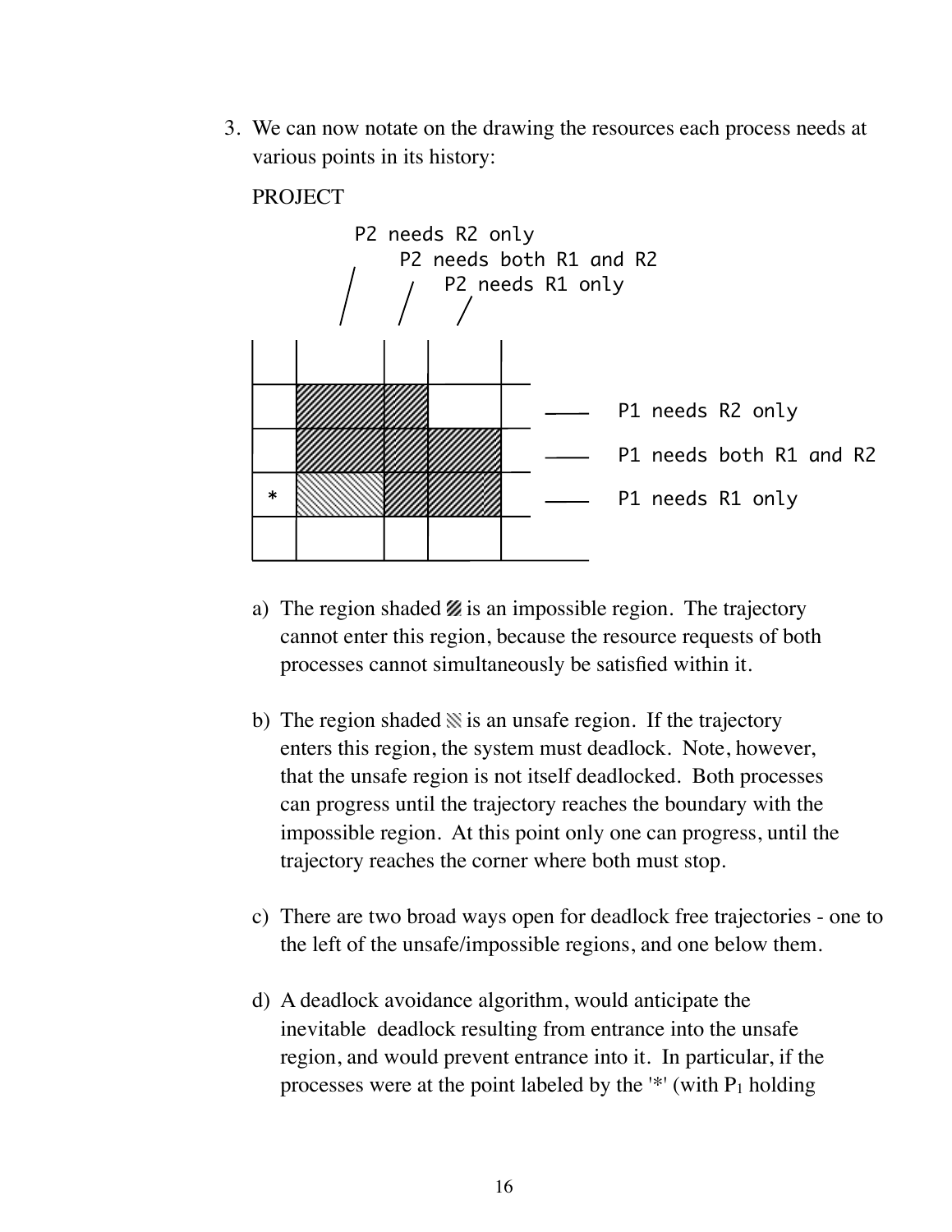3. We can now notate on the drawing the resources each process needs at various points in its history:

   PROJECT

   P2 needs R2 only
   P2 needs both R1 and R2
   P2 needs R1 only

   P1 needs R2 only
   P1 needs both R1 and R2
   P1 needs R1 only

   a) The region shaded ▨ is an impossible region. The trajectory cannot enter this region, because the resource requests of both processes cannot simultaneously be satisfied within it.

   b) The region shaded ▧ is an unsafe region. If the trajectory enters this region, the system must deadlock. Note, however, that the unsafe region is not itself deadlocked. Both processes can progress until the trajectory reaches the boundary with the impossible region. At this point only one can progress, until the trajectory reaches the corner where both must stop.

   c) There are two broad ways open for deadlock free trajectories - one to the left of the unsafe/impossible regions, and one below them.

   d) A deadlock avoidance algorithm, would anticipate the inevitable deadlock resulting from entrance into the unsafe region, and would prevent entrance into it. In particular, if the processes were at the point labeled by the '*' (with $P_1$ holding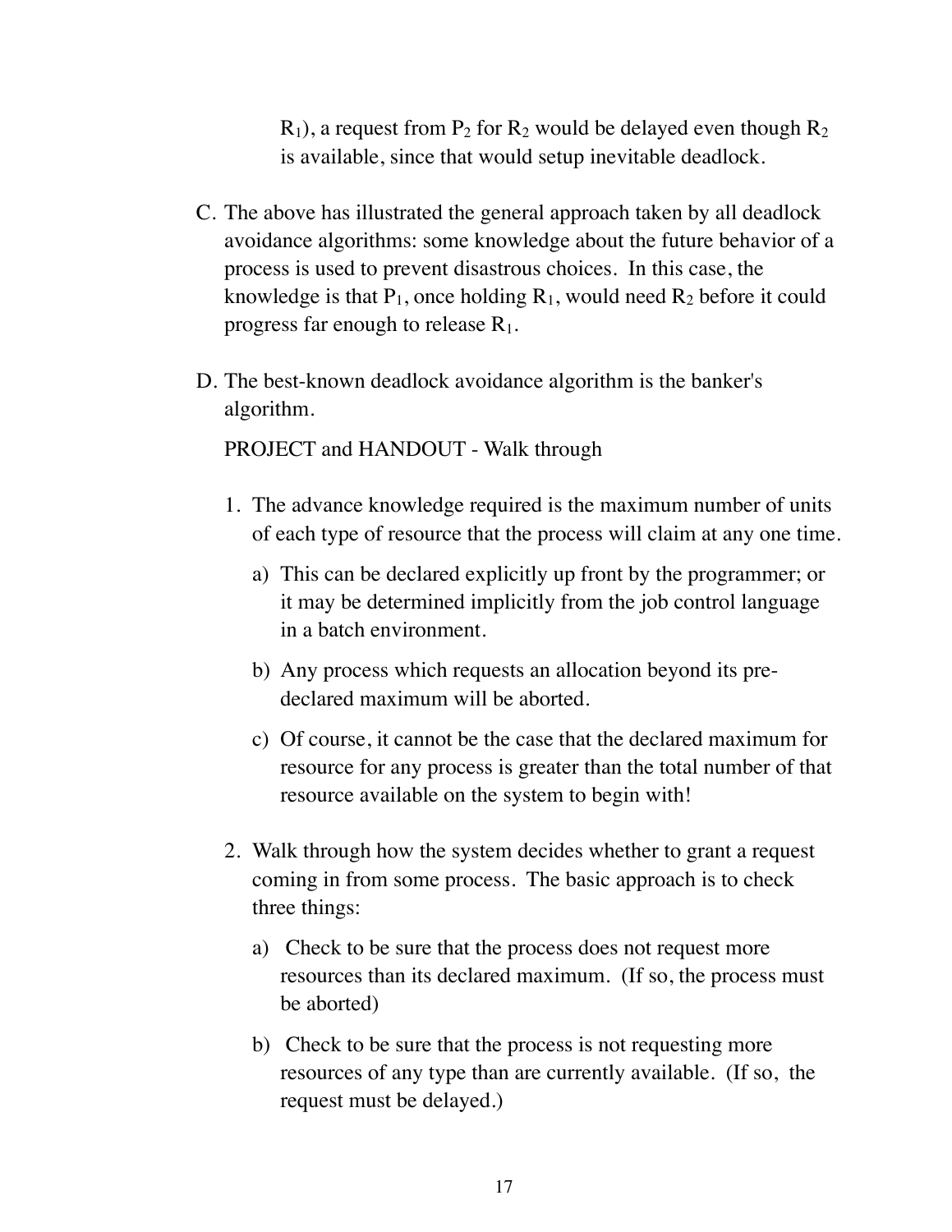$R_1$), a request from $P_2$ for $R_2$ would be delayed even though $R_2$ is available, since that would setup inevitable deadlock.

C. The above has illustrated the general approach taken by all deadlock avoidance algorithms: some knowledge about the future behavior of a process is used to prevent disastrous choices. In this case, the knowledge is that $P_1$, once holding $R_1$, would need $R_2$ before it could progress far enough to release $R_1$.

D. The best-known deadlock avoidance algorithm is the banker's algorithm.

   PROJECT and HANDOUT - Walk through

   1. The advance knowledge required is the maximum number of units of each type of resource that the process will claim at any one time.

      a) This can be declared explicitly up front by the programmer; or it may be determined implicitly from the job control language in a batch environment.

      b) Any process which requests an allocation beyond its pre-declared maximum will be aborted.

      c) Of course, it cannot be the case that the declared maximum for resource for any process is greater than the total number of that resource available on the system to begin with!

   2. Walk through how the system decides whether to grant a request coming in from some process. The basic approach is to check three things:

      a) Check to be sure that the process does not request more resources than its declared maximum. (If so, the process must be aborted)

      b) Check to be sure that the process is not requesting more resources of any type than are currently available. (If so, the request must be delayed.)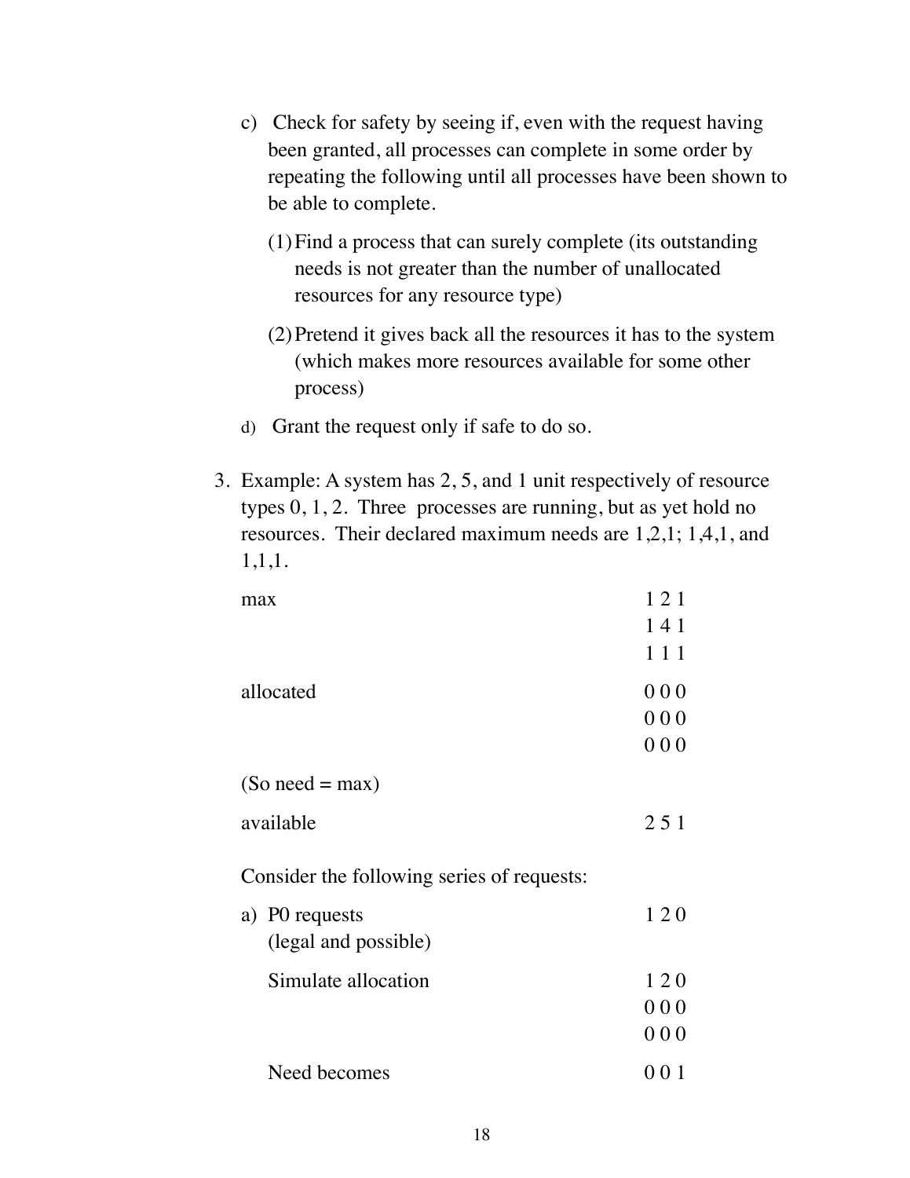c) Check for safety by seeing if, even with the request having been granted, all processes can complete in some order by repeating the following until all processes have been shown to be able to complete.

   (1) Find a process that can surely complete (its outstanding needs is not greater than the number of unallocated resources for any resource type)

   (2) Pretend it gives back all the resources it has to the system (which makes more resources available for some other process)

d) Grant the request only if safe to do so.

3. Example: A system has 2, 5, and 1 unit respectively of resource types 0, 1, 2. Three processes are running, but as yet hold no resources. Their declared maximum needs are 1,2,1; 1,4,1, and 1,1,1.

   max
   
   1 2 1  
   1 4 1  
   1 1 1

   allocated
   
   0 0 0  
   0 0 0  
   0 0 0

   (So need = max)

   available
   
   2 5 1

   Consider the following series of requests:

   a) P0 requests (legal and possible)
   
      1 2 0

      Simulate allocation
      
      1 2 0  
      0 0 0  
      0 0 0

      Need becomes
      
      0 0 1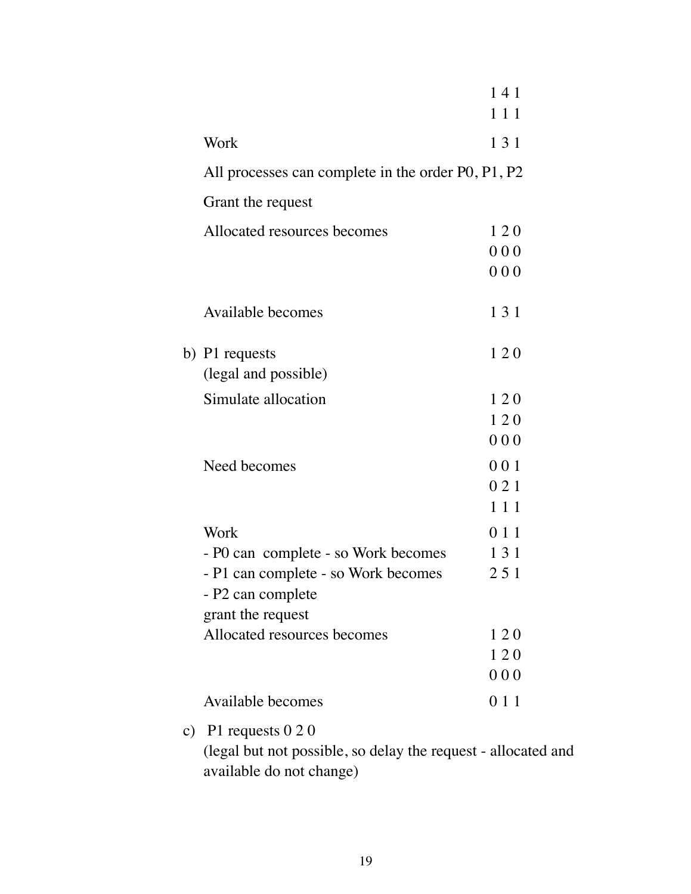|  |  |
|---|---|
|  | 1 4 1 |
|  | 1 1 1 |
| Work | 1 3 1 |

All processes can complete in the order P0, P1, P2

Grant the request

| | |
|---|---|
| Allocated resources becomes | 1 2 0 |
| | 0 0 0 |
| | 0 0 0 |
| Available becomes | 1 3 1 |

b) P1 requests 1 2 0
(legal and possible)

| | |
|---|---|
| Simulate allocation | 1 2 0 |
| | 1 2 0 |
| | 0 0 0 |
| Need becomes | 0 0 1 |
| | 0 2 1 |
| | 1 1 1 |
| Work | 0 1 1 |
| - P0 can complete - so Work becomes | 1 3 1 |
| - P1 can complete - so Work becomes | 2 5 1 |
| - P2 can complete | |
| grant the request | |
| Allocated resources becomes | 1 2 0 |
| | 1 2 0 |
| | 0 0 0 |
| Available becomes | 0 1 1 |

c) P1 requests 0 2 0
(legal but not possible, so delay the request - allocated and available do not change)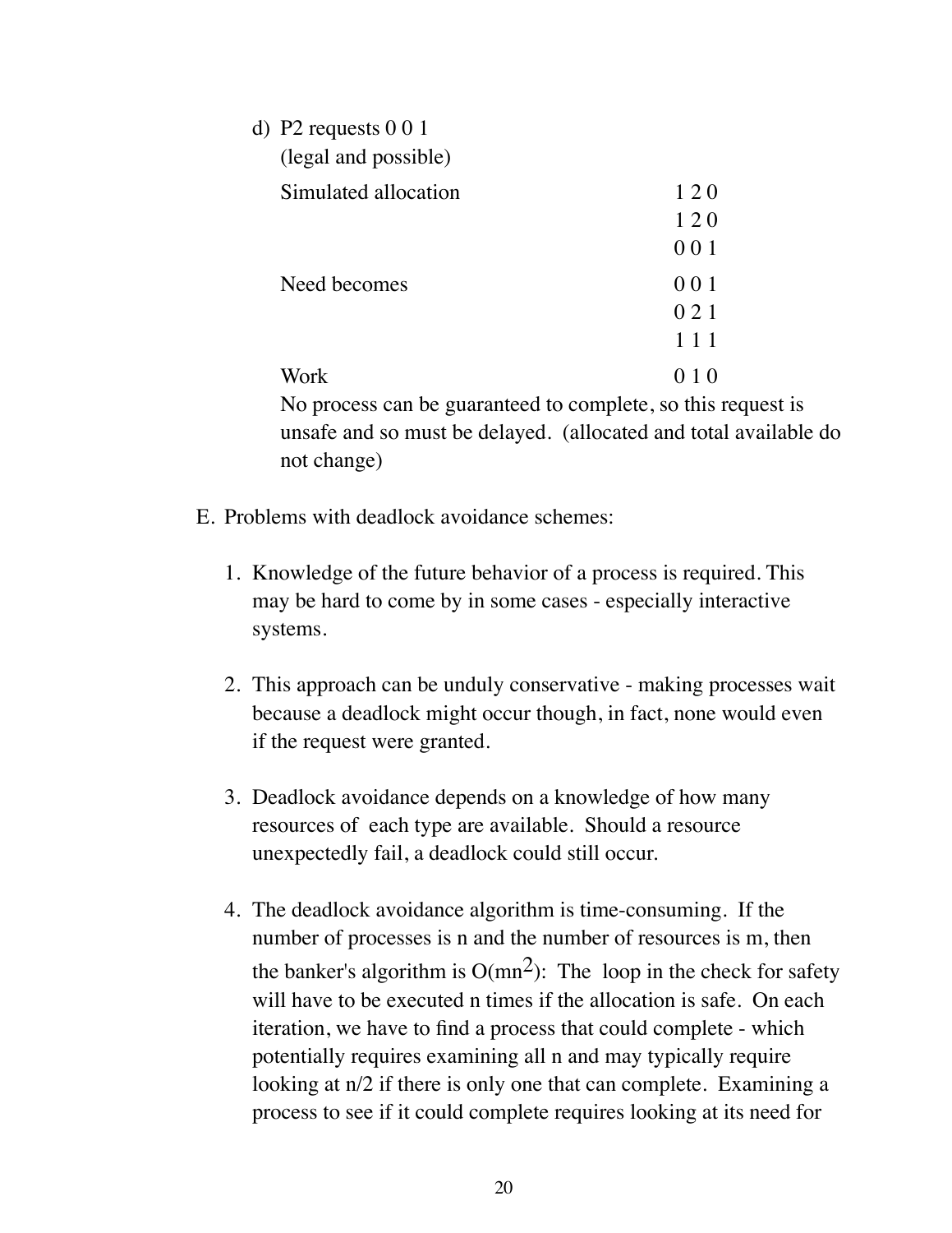d) P2 requests 0 0 1
   (legal and possible)

   | | |
   |---|---|
   | Simulated allocation | 1 2 0 |
   | | 1 2 0 |
   | | 0 0 1 |
   | Need becomes | 0 0 1 |
   | | 0 2 1 |
   | | 1 1 1 |
   | Work | 0 1 0 |

   No process can be guaranteed to complete, so this request is unsafe and so must be delayed. (allocated and total available do not change)

E. Problems with deadlock avoidance schemes:

1. Knowledge of the future behavior of a process is required. This may be hard to come by in some cases - especially interactive systems.

2. This approach can be unduly conservative - making processes wait because a deadlock might occur though, in fact, none would even if the request were granted.

3. Deadlock avoidance depends on a knowledge of how many resources of each type are available. Should a resource unexpectedly fail, a deadlock could still occur.

4. The deadlock avoidance algorithm is time-consuming. If the number of processes is n and the number of resources is m, then the banker's algorithm is $O(mn^2)$: The loop in the check for safety will have to be executed n times if the allocation is safe. On each iteration, we have to find a process that could complete - which potentially requires examining all n and may typically require looking at n/2 if there is only one that can complete. Examining a process to see if it could complete requires looking at its need for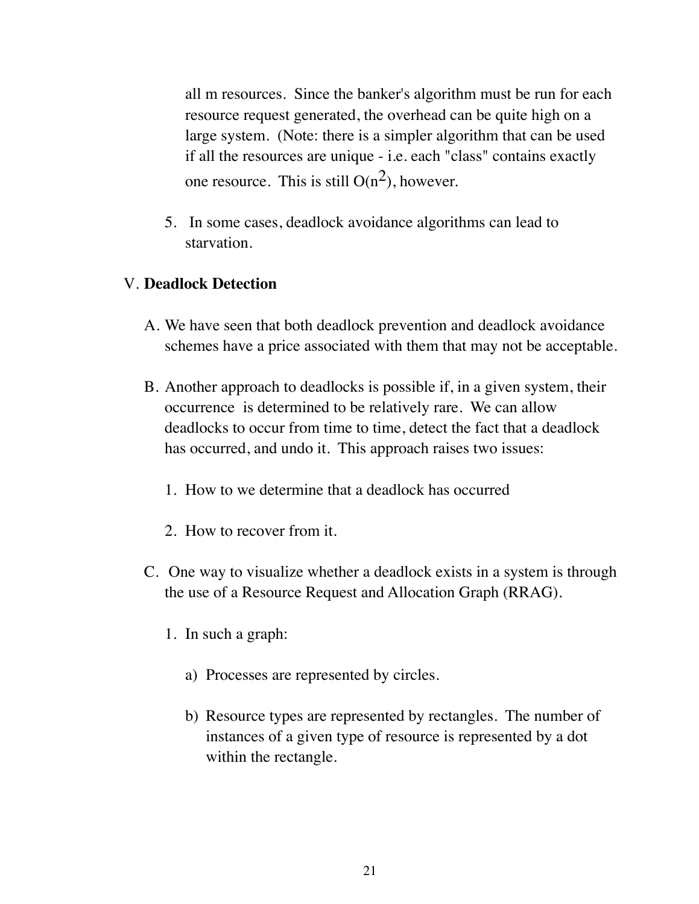all m resources. Since the banker's algorithm must be run for each resource request generated, the overhead can be quite high on a large system. (Note: there is a simpler algorithm that can be used if all the resources are unique - i.e. each "class" contains exactly one resource. This is still $O(n^2)$, however.

5. In some cases, deadlock avoidance algorithms can lead to starvation.

V. **Deadlock Detection**

A. We have seen that both deadlock prevention and deadlock avoidance schemes have a price associated with them that may not be acceptable.

B. Another approach to deadlocks is possible if, in a given system, their occurrence is determined to be relatively rare. We can allow deadlocks to occur from time to time, detect the fact that a deadlock has occurred, and undo it. This approach raises two issues:

1. How to we determine that a deadlock has occurred

2. How to recover from it.

C. One way to visualize whether a deadlock exists in a system is through the use of a Resource Request and Allocation Graph (RRAG).

1. In such a graph:

a) Processes are represented by circles.

b) Resource types are represented by rectangles. The number of instances of a given type of resource is represented by a dot within the rectangle.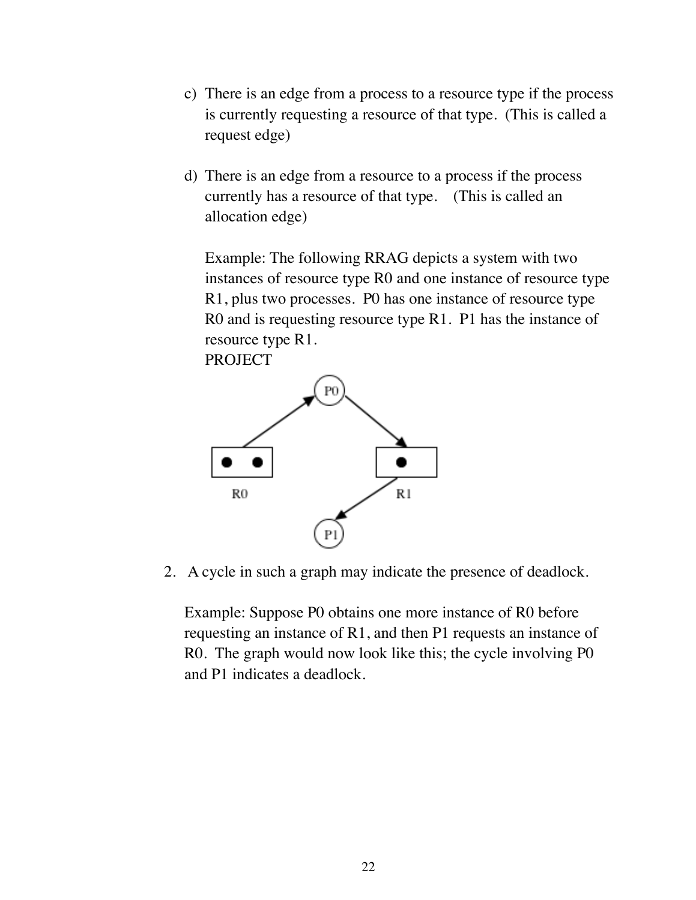c) There is an edge from a process to a resource type if the process is currently requesting a resource of that type. (This is called a request edge)

d) There is an edge from a resource to a process if the process currently has a resource of that type. (This is called an allocation edge)

   Example: The following RRAG depicts a system with two instances of resource type R0 and one instance of resource type R1, plus two processes. P0 has one instance of resource type R0 and is requesting resource type R1. P1 has the instance of resource type R1.
   PROJECT

2. A cycle in such a graph may indicate the presence of deadlock.

   Example: Suppose P0 obtains one more instance of R0 before requesting an instance of R1, and then P1 requests an instance of R0. The graph would now look like this; the cycle involving P0 and P1 indicates a deadlock.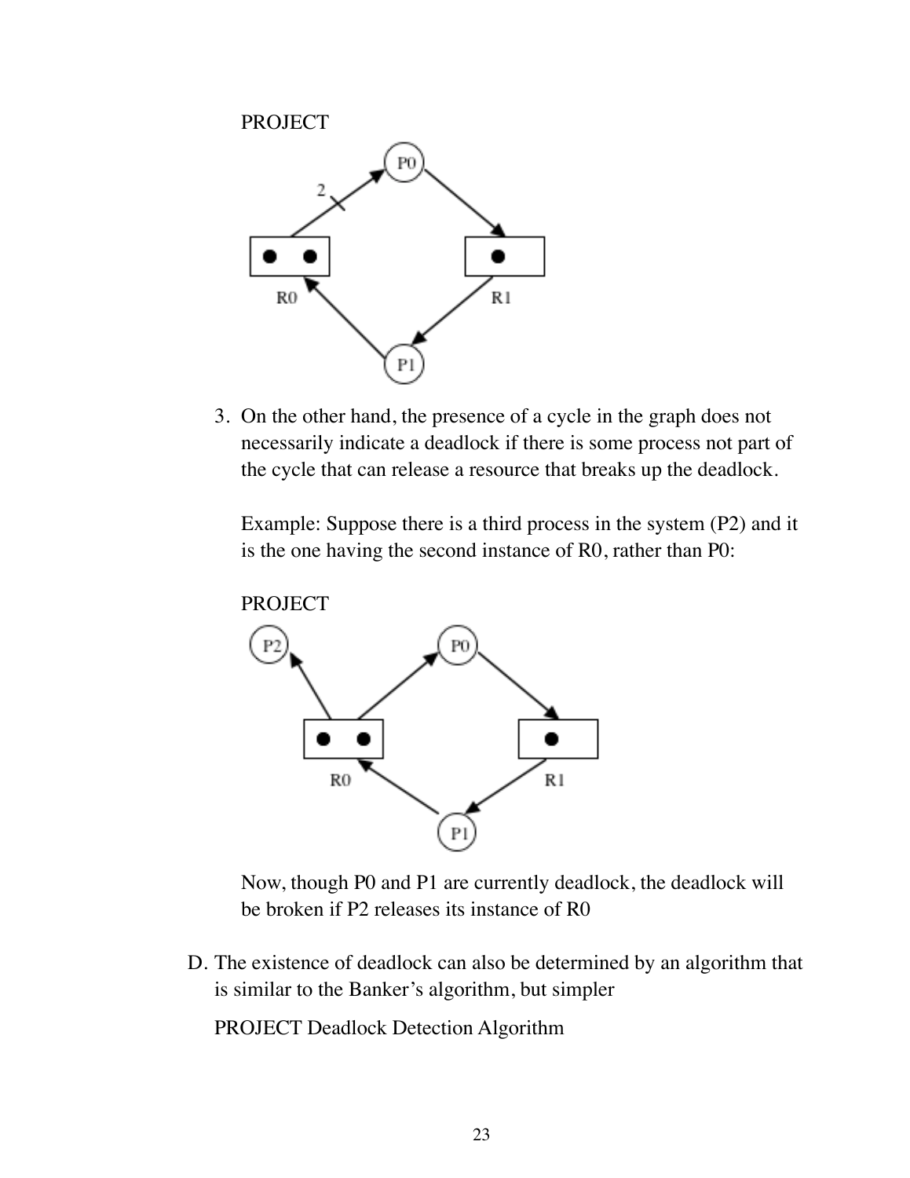PROJECT

3. On the other hand, the presence of a cycle in the graph does not necessarily indicate a deadlock if there is some process not part of the cycle that can release a resource that breaks up the deadlock.

   Example: Suppose there is a third process in the system (P2) and it is the one having the second instance of R0, rather than P0:

   PROJECT

   Now, though P0 and P1 are currently deadlock, the deadlock will be broken if P2 releases its instance of R0

D. The existence of deadlock can also be determined by an algorithm that is similar to the Banker's algorithm, but simpler

   PROJECT Deadlock Detection Algorithm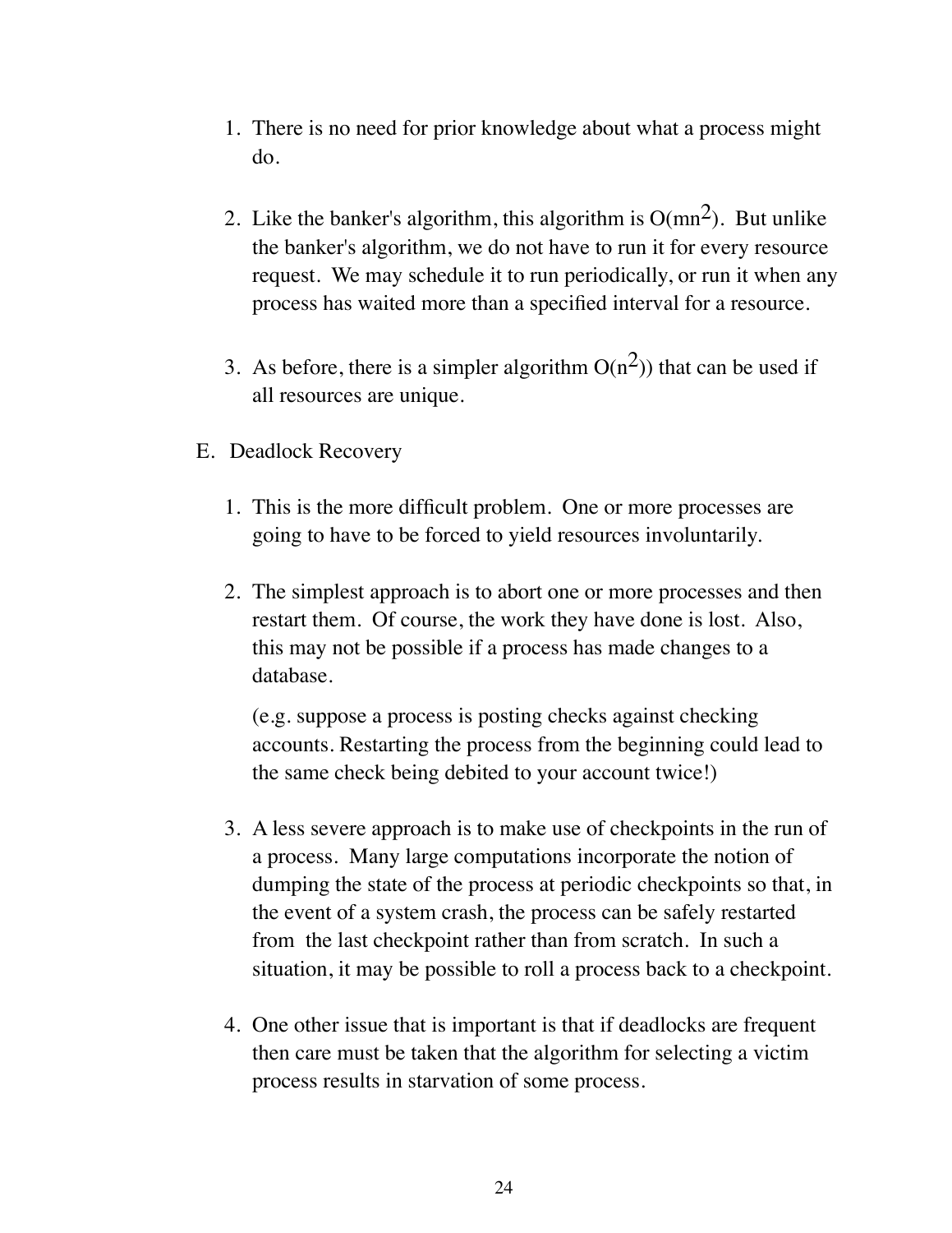1. There is no need for prior knowledge about what a process might do.

2. Like the banker's algorithm, this algorithm is $O(mn^2)$. But unlike the banker's algorithm, we do not have to run it for every resource request. We may schedule it to run periodically, or run it when any process has waited more than a specified interval for a resource.

3. As before, there is a simpler algorithm $O(n^2)$) that can be used if all resources are unique.

E. Deadlock Recovery

1. This is the more difficult problem. One or more processes are going to have to be forced to yield resources involuntarily.

2. The simplest approach is to abort one or more processes and then restart them. Of course, the work they have done is lost. Also, this may not be possible if a process has made changes to a database.

   (e.g. suppose a process is posting checks against checking accounts. Restarting the process from the beginning could lead to the same check being debited to your account twice!)

3. A less severe approach is to make use of checkpoints in the run of a process. Many large computations incorporate the notion of dumping the state of the process at periodic checkpoints so that, in the event of a system crash, the process can be safely restarted from the last checkpoint rather than from scratch. In such a situation, it may be possible to roll a process back to a checkpoint.

4. One other issue that is important is that if deadlocks are frequent then care must be taken that the algorithm for selecting a victim process results in starvation of some process.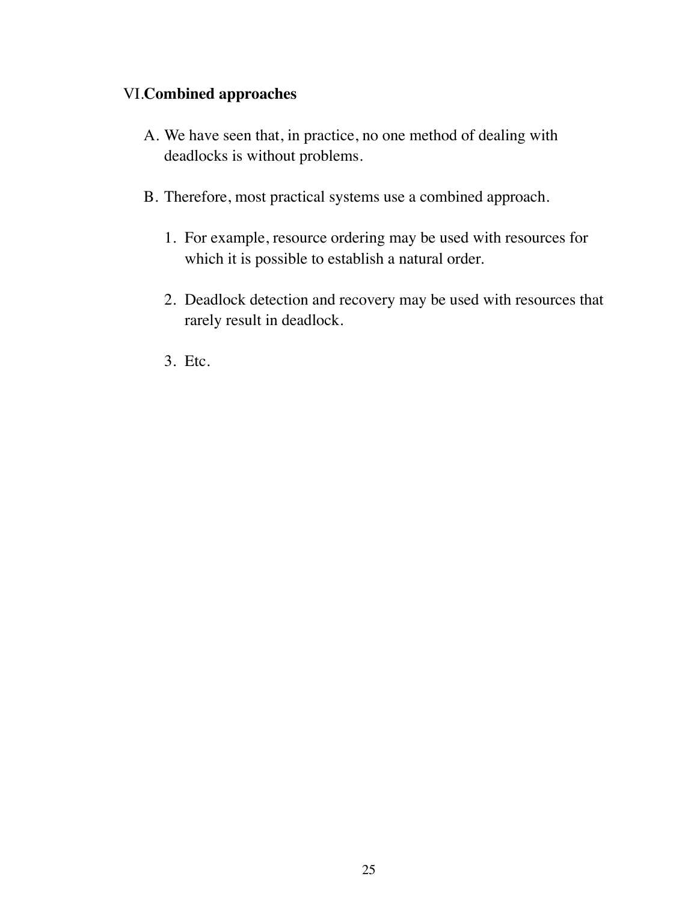## VI. Combined approaches

A. We have seen that, in practice, no one method of dealing with deadlocks is without problems.

B. Therefore, most practical systems use a combined approach.

   1. For example, resource ordering may be used with resources for which it is possible to establish a natural order.

   2. Deadlock detection and recovery may be used with resources that rarely result in deadlock.

   3. Etc.